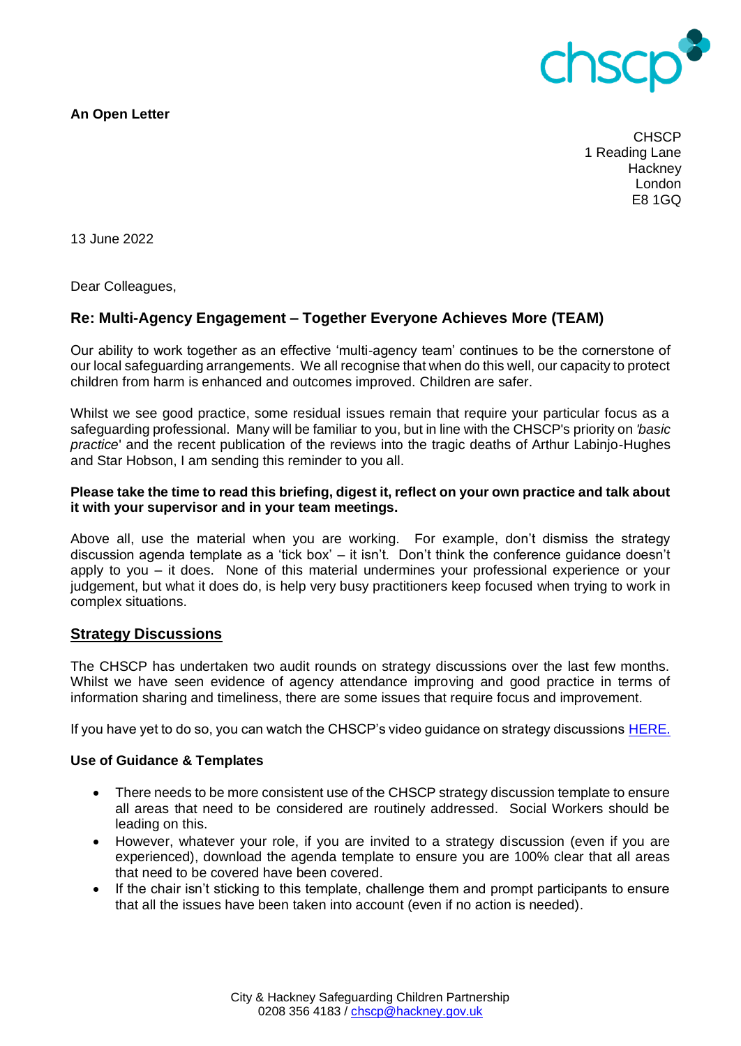**An Open Letter**

CHSCP
1 Reading Lane
Hackney
London
E8 1GQ

13 June 2022

Dear Colleagues,

## Re: Multi-Agency Engagement – Together Everyone Achieves More (TEAM)

Our ability to work together as an effective 'multi-agency team' continues to be the cornerstone of our local safeguarding arrangements. We all recognise that when do this well, our capacity to protect children from harm is enhanced and outcomes improved. Children are safer.

Whilst we see good practice, some residual issues remain that require your particular focus as a safeguarding professional. Many will be familiar to you, but in line with the CHSCP's priority on *'basic practice*' and the recent publication of the reviews into the tragic deaths of Arthur Labinjo-Hughes and Star Hobson, I am sending this reminder to you all.

**Please take the time to read this briefing, digest it, reflect on your own practice and talk about it with your supervisor and in your team meetings.**

Above all, use the material when you are working. For example, don't dismiss the strategy discussion agenda template as a 'tick box' – it isn't. Don't think the conference guidance doesn't apply to you – it does. None of this material undermines your professional experience or your judgement, but what it does do, is help very busy practitioners keep focused when trying to work in complex situations.

## Strategy Discussions

The CHSCP has undertaken two audit rounds on strategy discussions over the last few months. Whilst we have seen evidence of agency attendance improving and good practice in terms of information sharing and timeliness, there are some issues that require focus and improvement.

If you have yet to do so, you can watch the CHSCP's video guidance on strategy discussions HERE.

### Use of Guidance & Templates

- There needs to be more consistent use of the CHSCP strategy discussion template to ensure all areas that need to be considered are routinely addressed. Social Workers should be leading on this.
- However, whatever your role, if you are invited to a strategy discussion (even if you are experienced), download the agenda template to ensure you are 100% clear that all areas that need to be covered have been covered.
- If the chair isn't sticking to this template, challenge them and prompt participants to ensure that all the issues have been taken into account (even if no action is needed).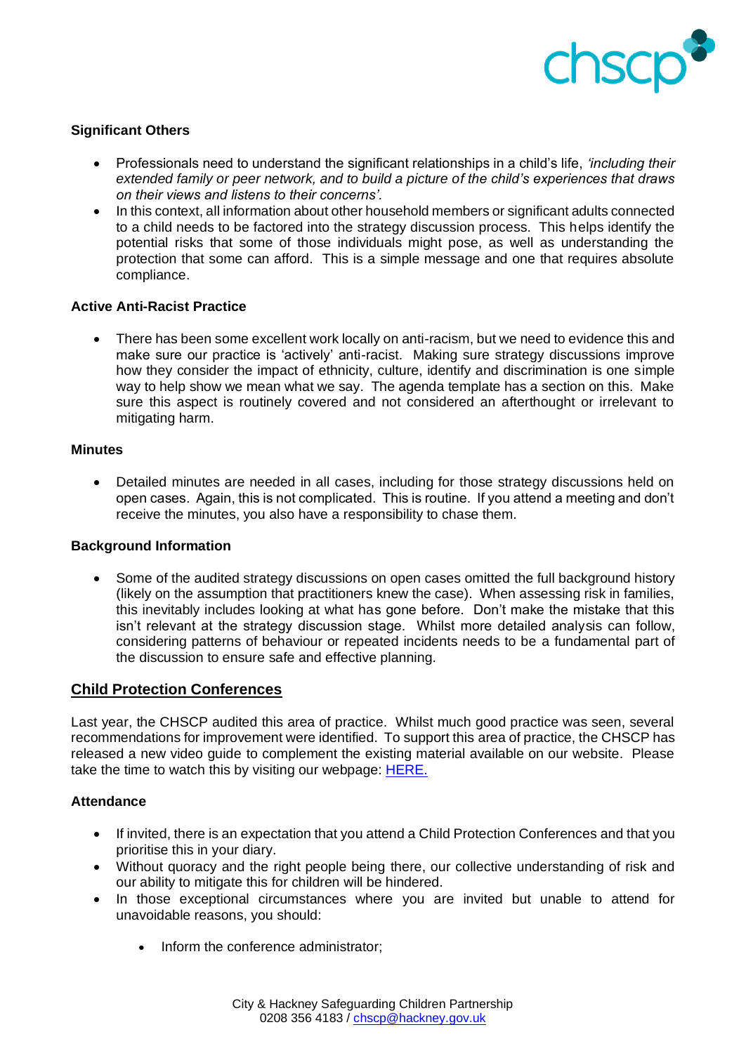### Significant Others

- Professionals need to understand the significant relationships in a child's life, *'including their extended family or peer network, and to build a picture of the child's experiences that draws on their views and listens to their concerns'.*
- In this context, all information about other household members or significant adults connected to a child needs to be factored into the strategy discussion process. This helps identify the potential risks that some of those individuals might pose, as well as understanding the protection that some can afford. This is a simple message and one that requires absolute compliance.

### Active Anti-Racist Practice

- There has been some excellent work locally on anti-racism, but we need to evidence this and make sure our practice is 'actively' anti-racist. Making sure strategy discussions improve how they consider the impact of ethnicity, culture, identify and discrimination is one simple way to help show we mean what we say. The agenda template has a section on this. Make sure this aspect is routinely covered and not considered an afterthought or irrelevant to mitigating harm.

### Minutes

- Detailed minutes are needed in all cases, including for those strategy discussions held on open cases. Again, this is not complicated. This is routine. If you attend a meeting and don't receive the minutes, you also have a responsibility to chase them.

### Background Information

- Some of the audited strategy discussions on open cases omitted the full background history (likely on the assumption that practitioners knew the case). When assessing risk in families, this inevitably includes looking at what has gone before. Don't make the mistake that this isn't relevant at the strategy discussion stage. Whilst more detailed analysis can follow, considering patterns of behaviour or repeated incidents needs to be a fundamental part of the discussion to ensure safe and effective planning.

## Child Protection Conferences

Last year, the CHSCP audited this area of practice. Whilst much good practice was seen, several recommendations for improvement were identified. To support this area of practice, the CHSCP has released a new video guide to complement the existing material available on our website. Please take the time to watch this by visiting our webpage: HERE.

### Attendance

- If invited, there is an expectation that you attend a Child Protection Conferences and that you prioritise this in your diary.
- Without quoracy and the right people being there, our collective understanding of risk and our ability to mitigate this for children will be hindered.
- In those exceptional circumstances where you are invited but unable to attend for unavoidable reasons, you should:
  - Inform the conference administrator;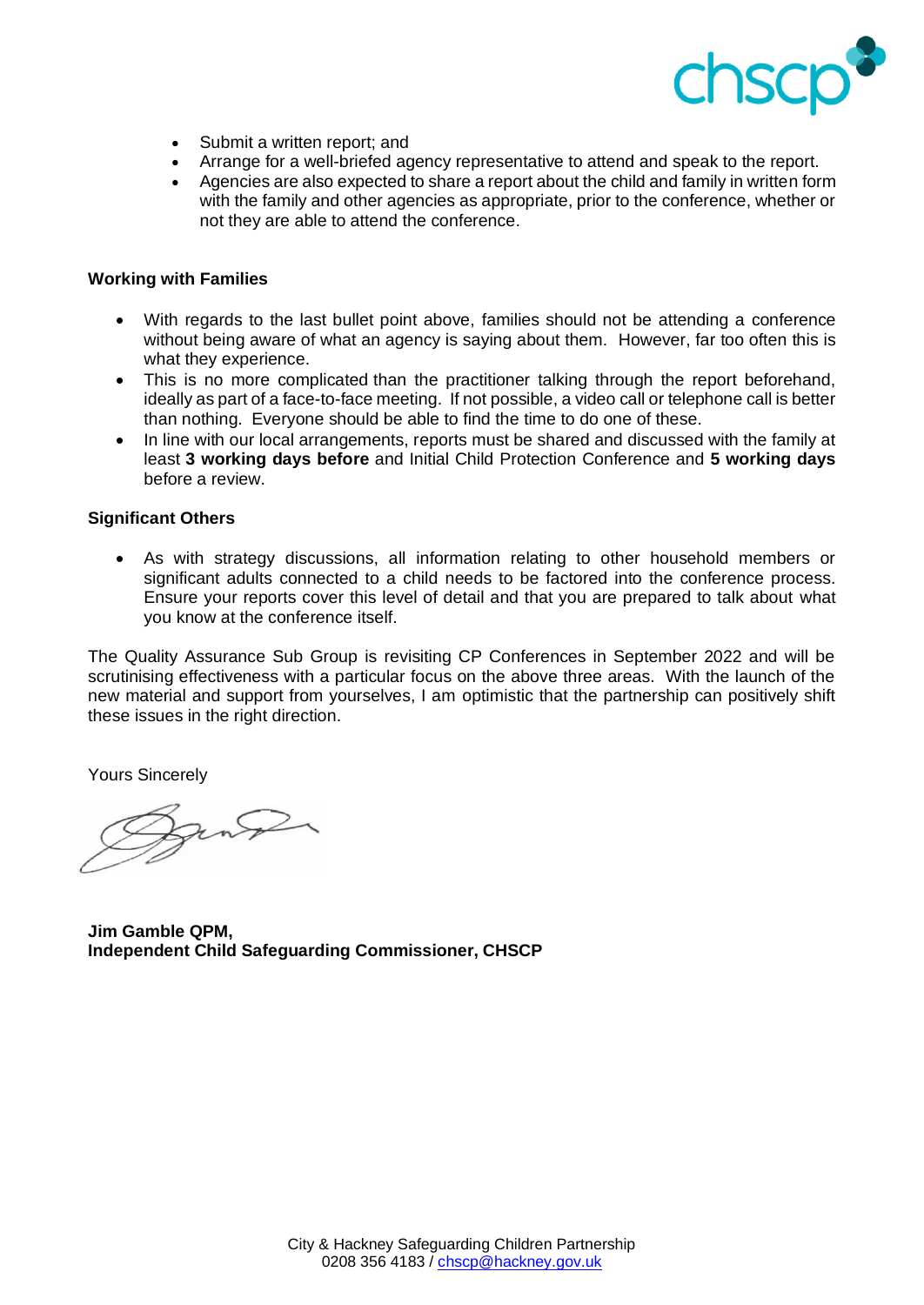- Submit a written report; and
- Arrange for a well-briefed agency representative to attend and speak to the report.
- Agencies are also expected to share a report about the child and family in written form with the family and other agencies as appropriate, prior to the conference, whether or not they are able to attend the conference.

**Working with Families**

- With regards to the last bullet point above, families should not be attending a conference without being aware of what an agency is saying about them. However, far too often this is what they experience.
- This is no more complicated than the practitioner talking through the report beforehand, ideally as part of a face-to-face meeting. If not possible, a video call or telephone call is better than nothing. Everyone should be able to find the time to do one of these.
- In line with our local arrangements, reports must be shared and discussed with the family at least **3 working days before** and Initial Child Protection Conference and **5 working days** before a review.

**Significant Others**

- As with strategy discussions, all information relating to other household members or significant adults connected to a child needs to be factored into the conference process. Ensure your reports cover this level of detail and that you are prepared to talk about what you know at the conference itself.

The Quality Assurance Sub Group is revisiting CP Conferences in September 2022 and will be scrutinising effectiveness with a particular focus on the above three areas. With the launch of the new material and support from yourselves, I am optimistic that the partnership can positively shift these issues in the right direction.

Yours Sincerely

**Jim Gamble QPM,**
**Independent Child Safeguarding Commissioner, CHSCP**

City & Hackney Safeguarding Children Partnership
0208 356 4183 / chscp@hackney.gov.uk